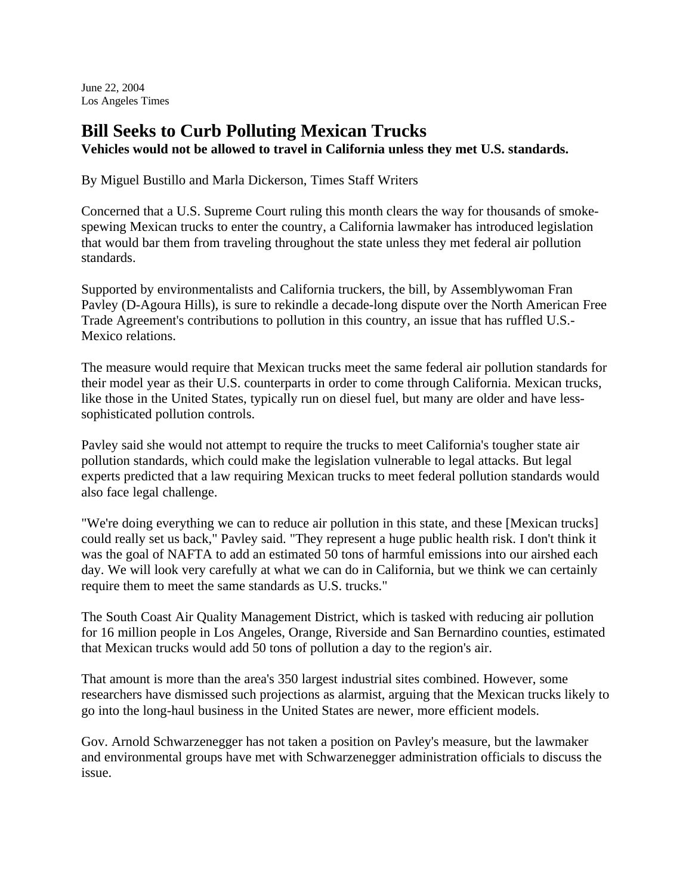June 22, 2004
Los Angeles Times

# Bill Seeks to Curb Polluting Mexican Trucks

**Vehicles would not be allowed to travel in California unless they met U.S. standards.**

By Miguel Bustillo and Marla Dickerson, Times Staff Writers

Concerned that a U.S. Supreme Court ruling this month clears the way for thousands of smoke-spewing Mexican trucks to enter the country, a California lawmaker has introduced legislation that would bar them from traveling throughout the state unless they met federal air pollution standards.

Supported by environmentalists and California truckers, the bill, by Assemblywoman Fran Pavley (D-Agoura Hills), is sure to rekindle a decade-long dispute over the North American Free Trade Agreement's contributions to pollution in this country, an issue that has ruffled U.S.-Mexico relations.

The measure would require that Mexican trucks meet the same federal air pollution standards for their model year as their U.S. counterparts in order to come through California. Mexican trucks, like those in the United States, typically run on diesel fuel, but many are older and have less-sophisticated pollution controls.

Pavley said she would not attempt to require the trucks to meet California's tougher state air pollution standards, which could make the legislation vulnerable to legal attacks. But legal experts predicted that a law requiring Mexican trucks to meet federal pollution standards would also face legal challenge.

"We're doing everything we can to reduce air pollution in this state, and these [Mexican trucks] could really set us back," Pavley said. "They represent a huge public health risk. I don't think it was the goal of NAFTA to add an estimated 50 tons of harmful emissions into our airshed each day. We will look very carefully at what we can do in California, but we think we can certainly require them to meet the same standards as U.S. trucks."

The South Coast Air Quality Management District, which is tasked with reducing air pollution for 16 million people in Los Angeles, Orange, Riverside and San Bernardino counties, estimated that Mexican trucks would add 50 tons of pollution a day to the region's air.

That amount is more than the area's 350 largest industrial sites combined. However, some researchers have dismissed such projections as alarmist, arguing that the Mexican trucks likely to go into the long-haul business in the United States are newer, more efficient models.

Gov. Arnold Schwarzenegger has not taken a position on Pavley's measure, but the lawmaker and environmental groups have met with Schwarzenegger administration officials to discuss the issue.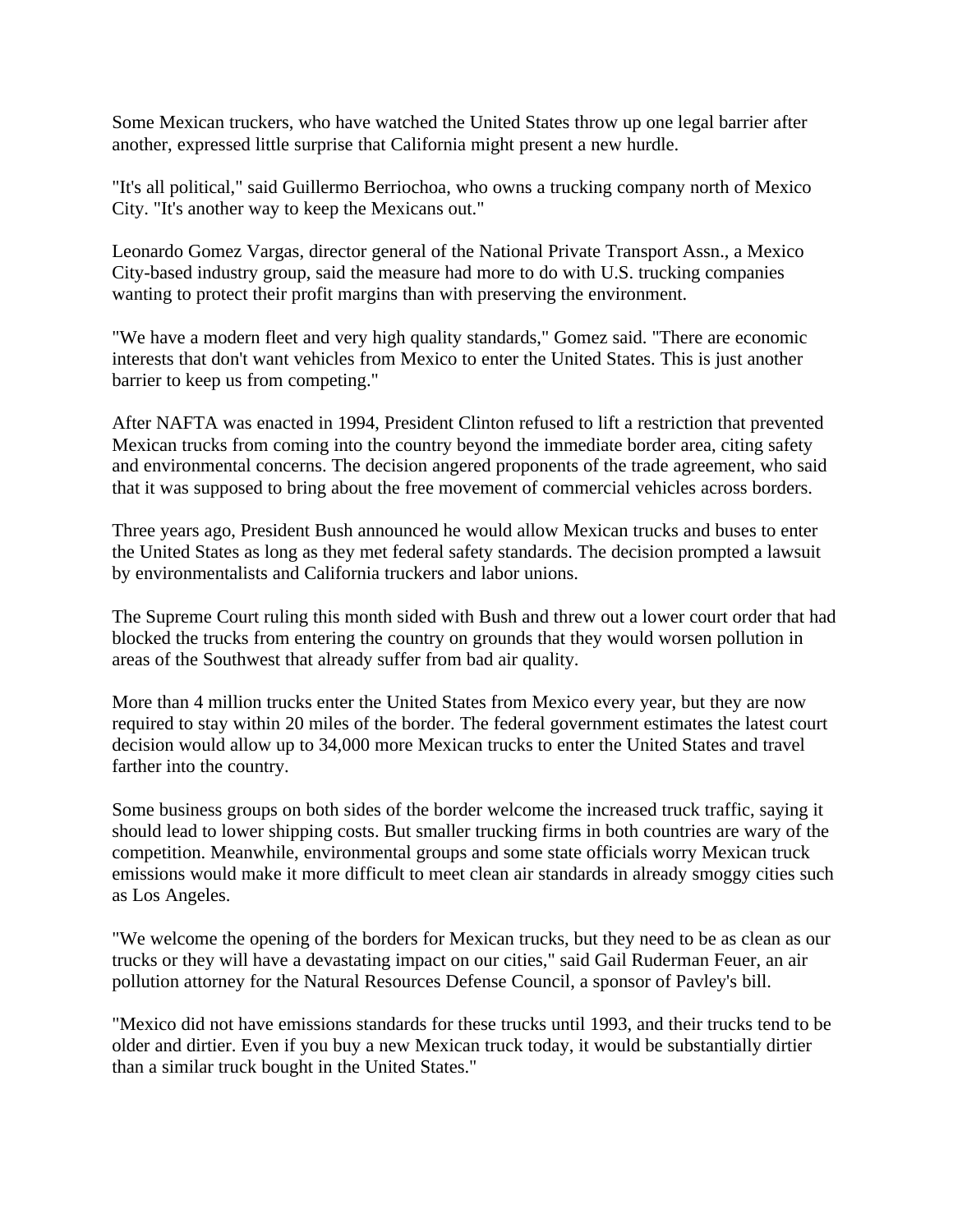Some Mexican truckers, who have watched the United States throw up one legal barrier after another, expressed little surprise that California might present a new hurdle.

"It's all political," said Guillermo Berriochoa, who owns a trucking company north of Mexico City. "It's another way to keep the Mexicans out."

Leonardo Gomez Vargas, director general of the National Private Transport Assn., a Mexico City-based industry group, said the measure had more to do with U.S. trucking companies wanting to protect their profit margins than with preserving the environment.

"We have a modern fleet and very high quality standards," Gomez said. "There are economic interests that don't want vehicles from Mexico to enter the United States. This is just another barrier to keep us from competing."

After NAFTA was enacted in 1994, President Clinton refused to lift a restriction that prevented Mexican trucks from coming into the country beyond the immediate border area, citing safety and environmental concerns. The decision angered proponents of the trade agreement, who said that it was supposed to bring about the free movement of commercial vehicles across borders.

Three years ago, President Bush announced he would allow Mexican trucks and buses to enter the United States as long as they met federal safety standards. The decision prompted a lawsuit by environmentalists and California truckers and labor unions.

The Supreme Court ruling this month sided with Bush and threw out a lower court order that had blocked the trucks from entering the country on grounds that they would worsen pollution in areas of the Southwest that already suffer from bad air quality.

More than 4 million trucks enter the United States from Mexico every year, but they are now required to stay within 20 miles of the border. The federal government estimates the latest court decision would allow up to 34,000 more Mexican trucks to enter the United States and travel farther into the country.

Some business groups on both sides of the border welcome the increased truck traffic, saying it should lead to lower shipping costs. But smaller trucking firms in both countries are wary of the competition. Meanwhile, environmental groups and some state officials worry Mexican truck emissions would make it more difficult to meet clean air standards in already smoggy cities such as Los Angeles.

"We welcome the opening of the borders for Mexican trucks, but they need to be as clean as our trucks or they will have a devastating impact on our cities," said Gail Ruderman Feuer, an air pollution attorney for the Natural Resources Defense Council, a sponsor of Pavley's bill.

"Mexico did not have emissions standards for these trucks until 1993, and their trucks tend to be older and dirtier. Even if you buy a new Mexican truck today, it would be substantially dirtier than a similar truck bought in the United States."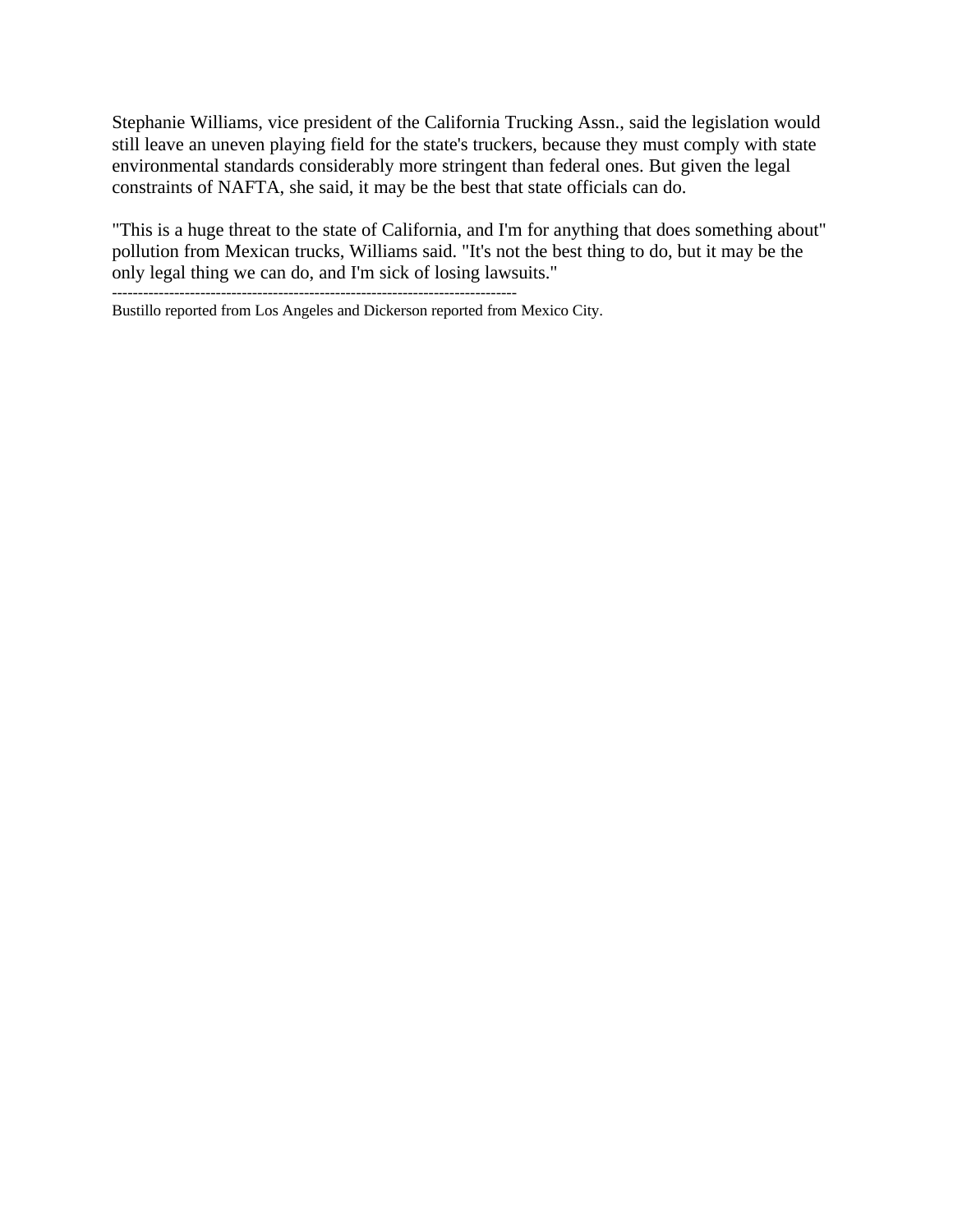Stephanie Williams, vice president of the California Trucking Assn., said the legislation would still leave an uneven playing field for the state's truckers, because they must comply with state environmental standards considerably more stringent than federal ones. But given the legal constraints of NAFTA, she said, it may be the best that state officials can do.

"This is a huge threat to the state of California, and I'm for anything that does something about" pollution from Mexican trucks, Williams said. "It's not the best thing to do, but it may be the only legal thing we can do, and I'm sick of losing lawsuits."

---

Bustillo reported from Los Angeles and Dickerson reported from Mexico City.